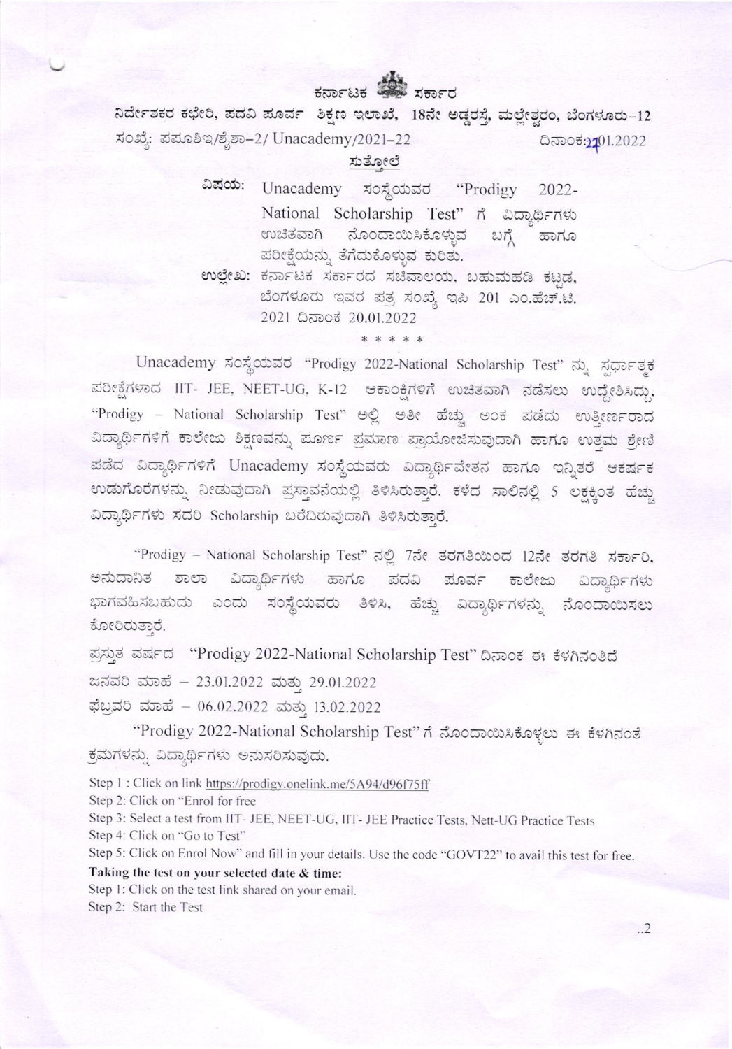ಕರ್ನಾಟಕ ಸರ್ಕಾರ

ನಿರ್ದೇಶಕರ ಕಛೇರಿ, ಪದವಿ ಪೂರ್ವ ಶಿಕ್ಷಣ ಇಲಾಖೆ, 18ನೇ ಅಡ್ಡರಸ್ತೆ, ಮಲ್ಲೇಶ್ವರಂ, ಬೆಂಗಳೂರು–12

ಸಂಖ್ಯೆ: ಪಪೂಶಿಇ/ಶೈಶಾ–2/ Unacademy/2021–22 ದಿನಾಂಕ:21.01.2022

## ಸುತ್ತೋಲೆ

**ವಿಷಯ:** Unacademy ಸಂಸ್ಥೆಯವರ "Prodigy 2022-National Scholarship Test" ಗೆ ವಿದ್ಯಾರ್ಥಿಗಳು ಉಚಿತವಾಗಿ ನೊಂದಾಯಿಸಿಕೊಳ್ಳುವ ಬಗ್ಗೆ ಹಾಗೂ ಪರೀಕ್ಷೆಯನ್ನು ತೆಗೆದುಕೊಳ್ಳುವ ಕುರಿತು.

**ಉಲ್ಲೇಖ:** ಕರ್ನಾಟಕ ಸರ್ಕಾರದ ಸಚಿವಾಲಯ, ಬಹುಮಹಡಿ ಕಟ್ಟಡ, ಬೆಂಗಳೂರು ಇವರ ಪತ್ರ ಸಂಖ್ಯೆ ಇಪಿ 201 ಎಂ.ಹೆಚ್.ಟಿ. 2021 ದಿನಾಂಕ 20.01.2022

\* \* \* \* \*

Unacademy ಸಂಸ್ಥೆಯವರ "Prodigy 2022-National Scholarship Test" ನ್ನು ಸ್ಪರ್ಧಾತ್ಮಕ ಪರೀಕ್ಷೆಗಳಾದ IIT- JEE, NEET-UG, K-12 ಆಕಾಂಕ್ಷಿಗಳಿಗೆ ಉಚಿತವಾಗಿ ನಡೆಸಲು ಉದ್ದೇಶಿಸಿದ್ದು, "Prodigy – National Scholarship Test" ಅಲ್ಲಿ ಅತೀ ಹೆಚ್ಚು ಅಂಕ ಪಡೆದು ಉತ್ತೀರ್ಣರಾದ ವಿದ್ಯಾರ್ಥಿಗಳಿಗೆ ಕಾಲೇಜು ಶಿಕ್ಷಣವನ್ನು ಪೂರ್ಣ ಪ್ರಮಾಣ ಪ್ರಾಯೋಜಿಸುವುದಾಗಿ ಹಾಗೂ ಉತ್ತಮ ಶ್ರೇಣಿ ಪಡೆದ ವಿದ್ಯಾರ್ಥಿಗಳಿಗೆ Unacademy ಸಂಸ್ಥೆಯವರು ವಿದ್ಯಾರ್ಥಿವೇತನ ಹಾಗೂ ಇನ್ನಿತರೆ ಆಕರ್ಷಕ ಉಡುಗೊರೆಗಳನ್ನು ನೀಡುವುದಾಗಿ ಪ್ರಸ್ತಾವನೆಯಲ್ಲಿ ತಿಳಿಸಿರುತ್ತಾರೆ. ಕಳೆದ ಸಾಲಿನಲ್ಲಿ 5 ಲಕ್ಷಕ್ಕಿಂತ ಹೆಚ್ಚು ವಿದ್ಯಾರ್ಥಿಗಳು ಸದರಿ Scholarship ಬರೆದಿರುವುದಾಗಿ ತಿಳಿಸಿರುತ್ತಾರೆ.

"Prodigy – National Scholarship Test" ನಲ್ಲಿ 7ನೇ ತರಗತಿಯಿಂದ 12ನೇ ತರಗತಿ ಸರ್ಕಾರಿ, ಅನುದಾನಿತ ಶಾಲಾ ವಿದ್ಯಾರ್ಥಿಗಳು ಹಾಗೂ ಪದವಿ ಪೂರ್ವ ಕಾಲೇಜು ವಿದ್ಯಾರ್ಥಿಗಳು ಭಾಗವಹಿಸಬಹುದು ಎಂದು ಸಂಸ್ಥೆಯವರು ತಿಳಿಸಿ, ಹೆಚ್ಚು ವಿದ್ಯಾರ್ಥಿಗಳನ್ನು ನೊಂದಾಯಿಸಲು ಕೋರಿರುತ್ತಾರೆ.

ಪ್ರಸ್ತುತ ವರ್ಷದ "Prodigy 2022-National Scholarship Test" ದಿನಾಂಕ ಈ ಕೆಳಗಿನಂತಿದೆ

ಜನವರಿ ಮಾಹೆ – 23.01.2022 ಮತ್ತು 29.01.2022

ಫೆಬ್ರವರಿ ಮಾಹೆ – 06.02.2022 ಮತ್ತು 13.02.2022

"Prodigy 2022-National Scholarship Test" ಗೆ ನೊಂದಾಯಿಸಿಕೊಳ್ಳಲು ಈ ಕೆಳಗಿನಂತೆ ಕ್ರಮಗಳನ್ನು ವಿದ್ಯಾರ್ಥಿಗಳು ಅನುಸರಿಸುವುದು.

Step 1 : Click on link https://prodigy.onelink.me/5A94/d96f75ff

Step 2: Click on "Enrol for free

Step 3: Select a test from IIT- JEE, NEET-UG, IIT- JEE Practice Tests, Nett-UG Practice Tests

Step 4: Click on "Go to Test"

Step 5: Click on Enrol Now" and fill in your details. Use the code "GOVT22" to avail this test for free.

**Taking the test on your selected date & time:**

Step 1: Click on the test link shared on your email.

Step 2: Start the Test

..2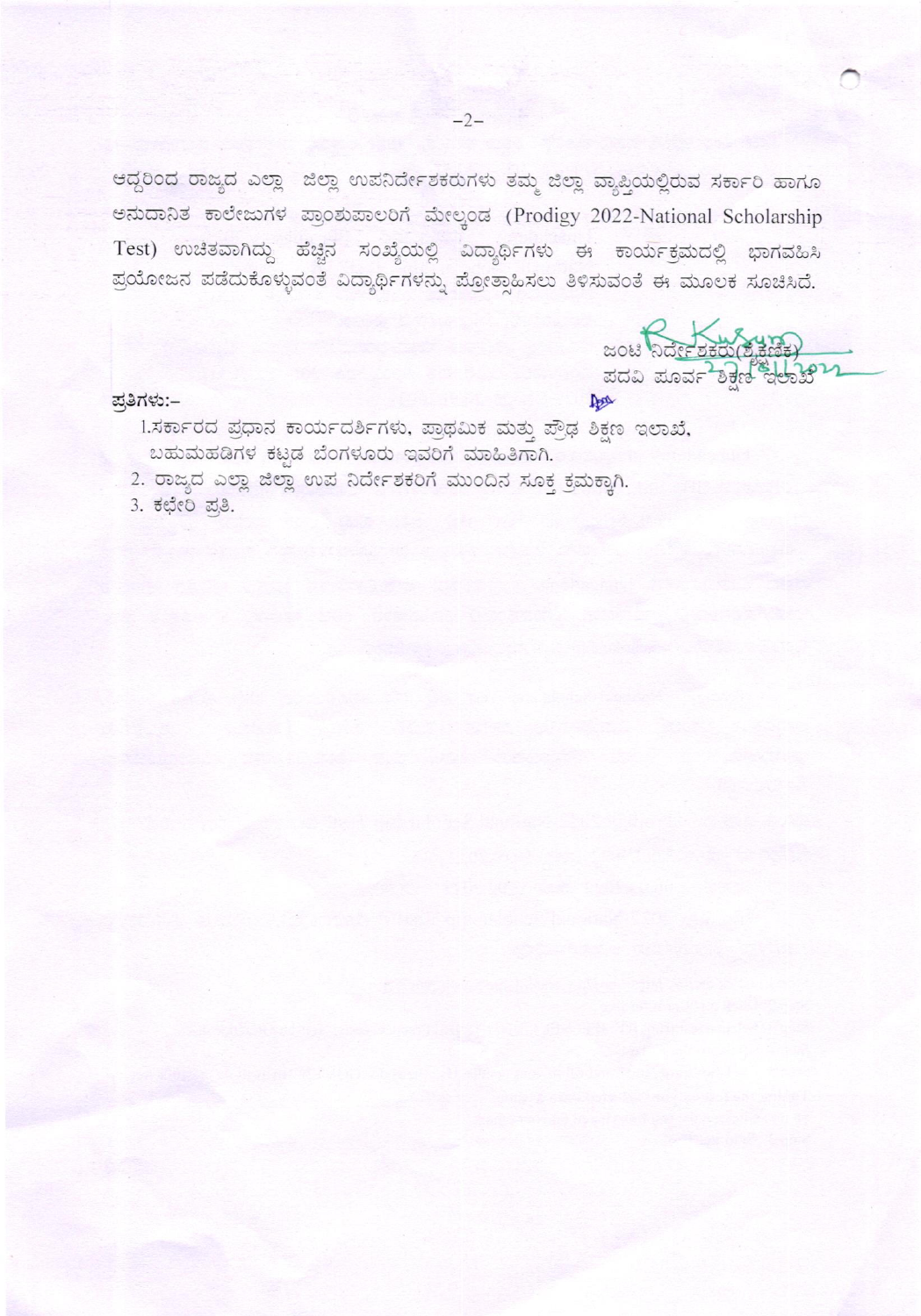ಆದ್ದರಿಂದ ರಾಜ್ಯದ ಎಲ್ಲಾ ಜಿಲ್ಲಾ ಉಪನಿರ್ದೇಶಕರುಗಳು ತಮ್ಮ ಜಿಲ್ಲಾ ವ್ಯಾಪ್ತಿಯಲ್ಲಿರುವ ಸರ್ಕಾರಿ ಹಾಗೂ ಅನುದಾನಿತ ಕಾಲೇಜುಗಳ ಪ್ರಾಂಶುಪಾಲರಿಗೆ ಮೇಲ್ಕಂಡ (Prodigy 2022-National Scholarship Test) ಉಚಿತವಾಗಿದ್ದು ಹೆಚ್ಚಿನ ಸಂಖ್ಯೆಯಲ್ಲಿ ವಿದ್ಯಾರ್ಥಿಗಳು ಈ ಕಾರ್ಯಕ್ರಮದಲ್ಲಿ ಭಾಗವಹಿಸಿ ಪ್ರಯೋಜನ ಪಡೆದುಕೊಳ್ಳುವಂತೆ ವಿದ್ಯಾರ್ಥಿಗಳನ್ನು ಪ್ರೋತ್ಸಾಹಿಸಲು ತಿಳಿಸುವಂತೆ ಈ ಮೂಲಕ ಸೂಚಿಸಿದೆ.

ಜಂಟಿ ನಿರ್ದೇಶಕರು(ಶೈಕ್ಷಣಿಕ)
ಪದವಿ ಪೂರ್ವ ಶಿಕ್ಷಣ ಇಲಾಖೆ

ಪ್ರತಿಗಳು:-

1. ಸರ್ಕಾರದ ಪ್ರಧಾನ ಕಾರ್ಯದರ್ಶಿಗಳು, ಪ್ರಾಥಮಿಕ ಮತ್ತು ಪ್ರೌಢ ಶಿಕ್ಷಣ ಇಲಾಖೆ, ಬಹುಮಹಡಿಗಳ ಕಟ್ಟಡ ಬೆಂಗಳೂರು ಇವರಿಗೆ ಮಾಹಿತಿಗಾಗಿ.
2. ರಾಜ್ಯದ ಎಲ್ಲಾ ಜಿಲ್ಲಾ ಉಪ ನಿರ್ದೇಶಕರಿಗೆ ಮುಂದಿನ ಸೂಕ್ತ ಕ್ರಮಕ್ಕಾಗಿ.
3. ಕಛೇರಿ ಪ್ರತಿ.